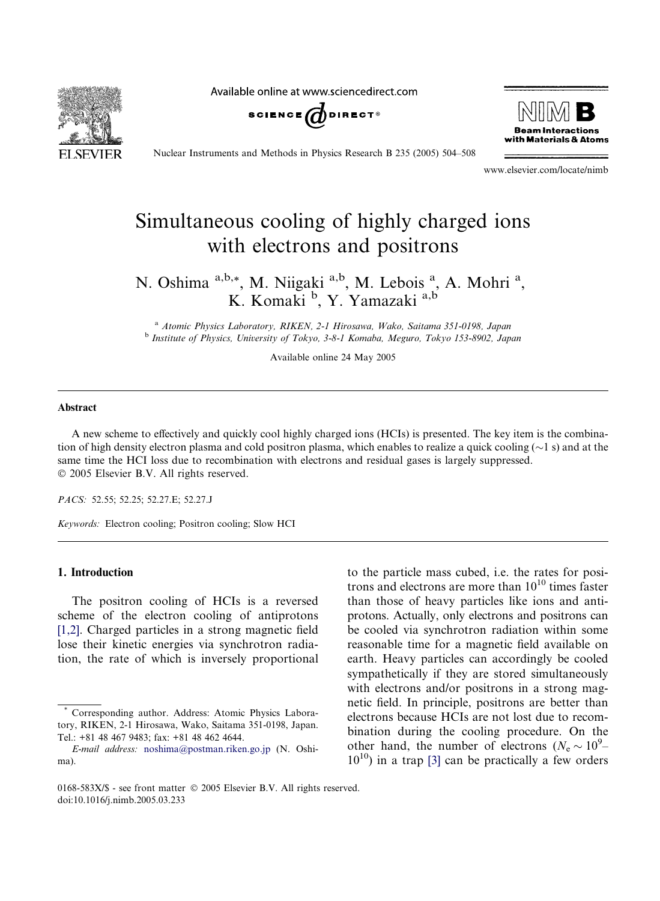# Simultaneous cooling of highly charged ions with electrons and positrons

N. Oshima [a,b,*], M. Niigaki [a,b], M. Lebois [a], A. Mohri [a], K. Komaki [b], Y. Yamazaki [a,b]

[a] *Atomic Physics Laboratory, RIKEN, 2-1 Hirosawa, Wako, Saitama 351-0198, Japan*
[b] *Institute of Physics, University of Tokyo, 3-8-1 Komaba, Meguro, Tokyo 153-8902, Japan*

Available online 24 May 2005

## Abstract

A new scheme to effectively and quickly cool highly charged ions (HCIs) is presented. The key item is the combination of high density electron plasma and cold positron plasma, which enables to realize a quick cooling (~1 s) and at the same time the HCI loss due to recombination with electrons and residual gases is largely suppressed.
© 2005 Elsevier B.V. All rights reserved.

*PACS:* 52.55; 52.25; 52.27.E; 52.27.J

*Keywords:* Electron cooling; Positron cooling; Slow HCI

## 1. Introduction

The positron cooling of HCIs is a reversed scheme of the electron cooling of antiprotons [1,2]. Charged particles in a strong magnetic field lose their kinetic energies via synchrotron radiation, the rate of which is inversely proportional to the particle mass cubed, i.e. the rates for positrons and electrons are more than $10^{10}$ times faster than those of heavy particles like ions and antiprotons. Actually, only electrons and positrons can be cooled via synchrotron radiation within some reasonable time for a magnetic field available on earth. Heavy particles can accordingly be cooled sympathetically if they are stored simultaneously with electrons and/or positrons in a strong magnetic field. In principle, positrons are better than electrons because HCIs are not lost due to recombination during the cooling procedure. On the other hand, the number of electrons ($N_e \sim 10^9$–$10^{10}$) in a trap [3] can be practically a few orders

* Corresponding author. Address: Atomic Physics Laboratory, RIKEN, 2-1 Hirosawa, Wako, Saitama 351-0198, Japan. Tel.: +81 48 467 9483; fax: +81 48 462 4644.
*E-mail address:* noshima@postman.riken.go.jp (N. Oshima).

0168-583X/$ - see front matter © 2005 Elsevier B.V. All rights reserved.
doi:10.1016/j.nimb.2005.03.233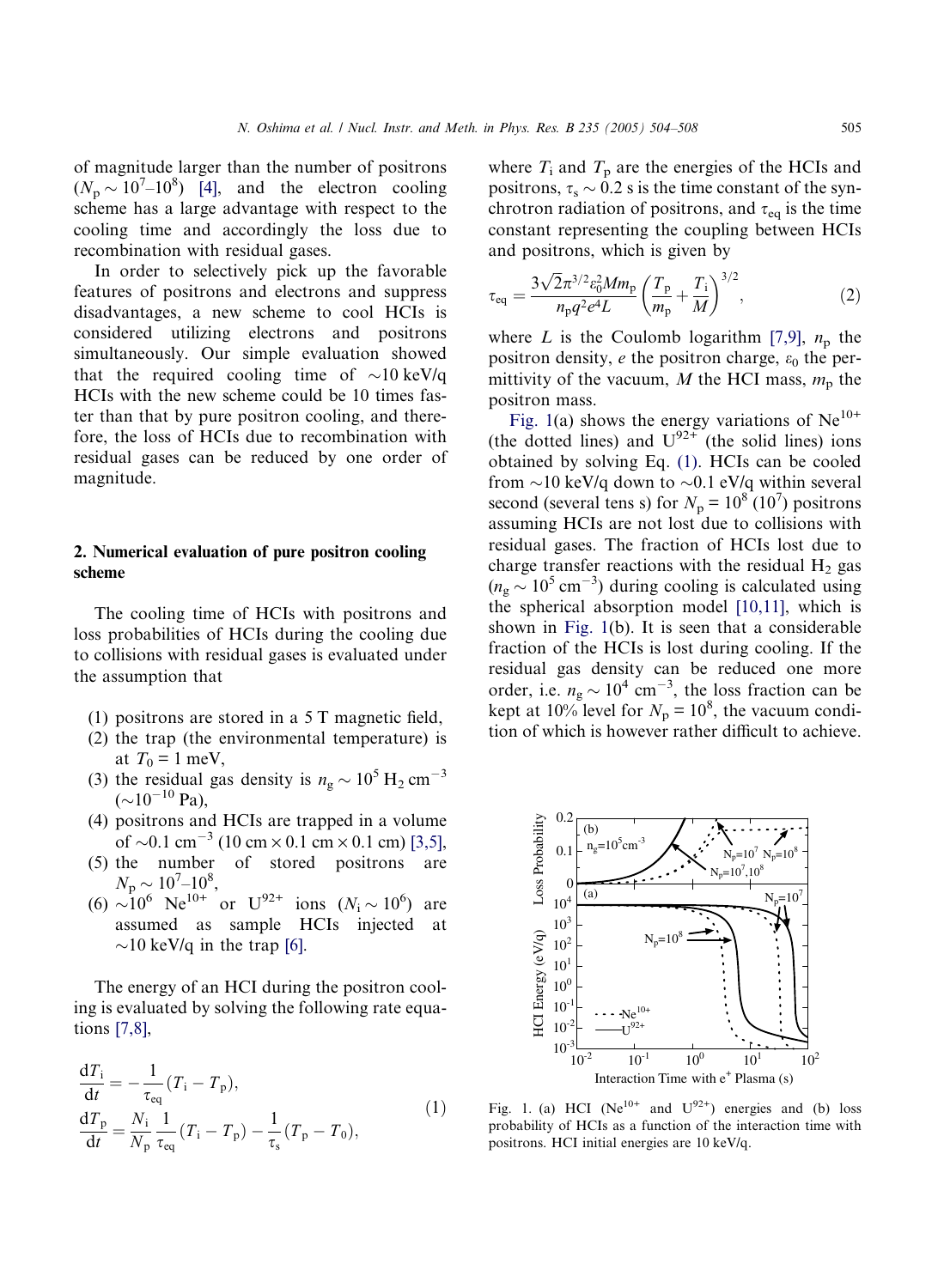of magnitude larger than the number of positrons ($N_p \sim 10^7$–$10^8$) [4], and the electron cooling scheme has a large advantage with respect to the cooling time and accordingly the loss due to recombination with residual gases.

In order to selectively pick up the favorable features of positrons and electrons and suppress disadvantages, a new scheme to cool HCIs is considered utilizing electrons and positrons simultaneously. Our simple evaluation showed that the required cooling time of ~10 keV/q HCIs with the new scheme could be 10 times faster than that by pure positron cooling, and therefore, the loss of HCIs due to recombination with residual gases can be reduced by one order of magnitude.

## 2. Numerical evaluation of pure positron cooling scheme

The cooling time of HCIs with positrons and loss probabilities of HCIs during the cooling due to collisions with residual gases is evaluated under the assumption that

1. positrons are stored in a 5 T magnetic field,
2. the trap (the environmental temperature) is at $T_0 = 1$ meV,
3. the residual gas density is $n_g \sim 10^5$ $H_2$ cm$^{-3}$ (~$10^{-10}$ Pa),
4. positrons and HCIs are trapped in a volume of ~0.1 cm$^{-3}$ (10 cm × 0.1 cm × 0.1 cm) [3,5],
5. the number of stored positrons are $N_p \sim 10^7$–$10^8$,
6. ~$10^6$ $Ne^{10+}$ or $U^{92+}$ ions ($N_i \sim 10^6$) are assumed as sample HCIs injected at ~10 keV/q in the trap [6].

The energy of an HCI during the positron cooling is evaluated by solving the following rate equations [7,8],

$$
\begin{aligned}
\frac{dT_i}{dt} &= -\frac{1}{\tau_{eq}}(T_i - T_p), \\
\frac{dT_p}{dt} &= \frac{N_i}{N_p}\frac{1}{\tau_{eq}}(T_i - T_p) - \frac{1}{\tau_s}(T_p - T_0),
\end{aligned}
\qquad (1)
$$

where $T_i$ and $T_p$ are the energies of the HCIs and positrons, $\tau_s \sim 0.2$ s is the time constant of the synchrotron radiation of positrons, and $\tau_{eq}$ is the time constant representing the coupling between HCIs and positrons, which is given by

$$
\tau_{eq} = \frac{3\sqrt{2}\pi^{3/2}\varepsilon_0^2 M m_p}{n_p q^2 e^4 L}\left(\frac{T_p}{m_p} + \frac{T_i}{M}\right)^{3/2}, \qquad (2)
$$

where $L$ is the Coulomb logarithm [7,9], $n_p$ the positron density, $e$ the positron charge, $\varepsilon_0$ the permittivity of the vacuum, $M$ the HCI mass, $m_p$ the positron mass.

Fig. 1(a) shows the energy variations of $Ne^{10+}$ (the dotted lines) and $U^{92+}$ (the solid lines) ions obtained by solving Eq. (1). HCIs can be cooled from ~10 keV/q down to ~0.1 eV/q within several second (several tens s) for $N_p = 10^8$ ($10^7$) positrons assuming HCIs are not lost due to collisions with residual gases. The fraction of HCIs lost due to charge transfer reactions with the residual $H_2$ gas ($n_g \sim 10^5$ cm$^{-3}$) during cooling is calculated using the spherical absorption model [10,11], which is shown in Fig. 1(b). It is seen that a considerable fraction of the HCIs is lost during cooling. If the residual gas density can be reduced one more order, i.e. $n_g \sim 10^4$ cm$^{-3}$, the loss fraction can be kept at 10% level for $N_p = 10^8$, the vacuum condition of which is however rather difficult to achieve.

Fig. 1. (a) HCI ($Ne^{10+}$ and $U^{92+}$) energies and (b) loss probability of HCIs as a function of the interaction time with positrons. HCI initial energies are 10 keV/q.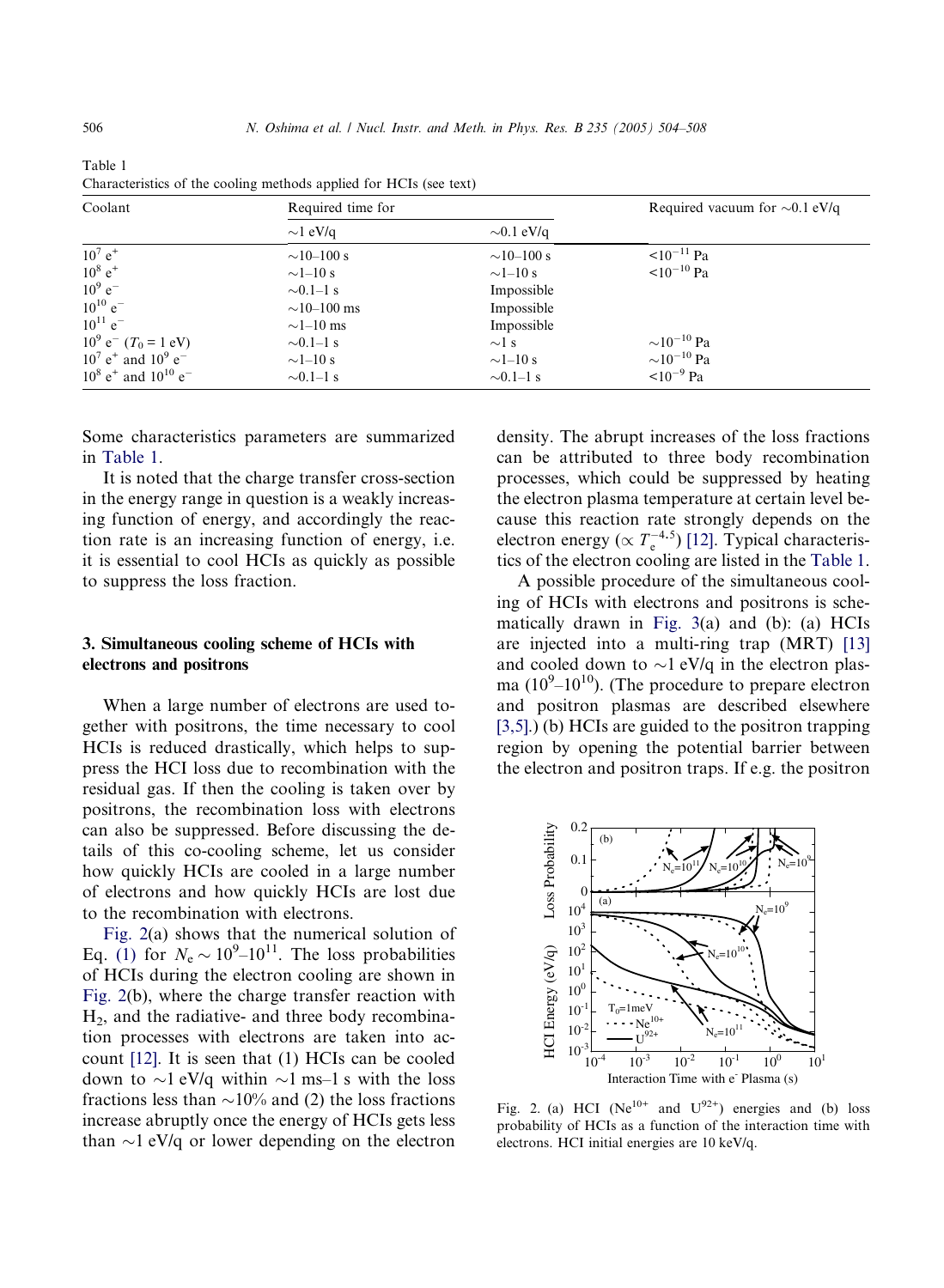Table 1
Characteristics of the cooling methods applied for HCIs (see text)

| Coolant | Required time for | | Required vacuum for ∼0.1 eV/q |
|---|---|---|---|
| | ∼1 eV/q | ∼0.1 eV/q | |
| $10^7$ $e^+$ | ∼10–100 s | ∼10–100 s | $<10^{-11}$ Pa |
| $10^8$ $e^+$ | ∼1–10 s | ∼1–10 s | $<10^{-10}$ Pa |
| $10^9$ $e^-$ | ∼0.1–1 s | Impossible | |
| $10^{10}$ $e^-$ | ∼10–100 ms | Impossible | |
| $10^{11}$ $e^-$ | ∼1–10 ms | Impossible | |
| $10^9$ $e^-$ ($T_0$ = 1 eV) | ∼0.1–1 s | ∼1 s | $\sim10^{-10}$ Pa |
| $10^7$ $e^+$ and $10^9$ $e^-$ | ∼1–10 s | ∼1–10 s | $\sim10^{-10}$ Pa |
| $10^8$ $e^+$ and $10^{10}$ $e^-$ | ∼0.1–1 s | ∼0.1–1 s | $<10^{-9}$ Pa |

Some characteristics parameters are summarized in Table 1.

It is noted that the charge transfer cross-section in the energy range in question is a weakly increasing function of energy, and accordingly the reaction rate is an increasing function of energy, i.e. it is essential to cool HCIs as quickly as possible to suppress the loss fraction.

## 3. Simultaneous cooling scheme of HCIs with electrons and positrons

When a large number of electrons are used together with positrons, the time necessary to cool HCIs is reduced drastically, which helps to suppress the HCI loss due to recombination with the residual gas. If then the cooling is taken over by positrons, the recombination loss with electrons can also be suppressed. Before discussing the details of this co-cooling scheme, let us consider how quickly HCIs are cooled in a large number of electrons and how quickly HCIs are lost due to the recombination with electrons.

Fig. 2(a) shows that the numerical solution of Eq. (1) for $N_e \sim 10^9$–$10^{11}$. The loss probabilities of HCIs during the electron cooling are shown in Fig. 2(b), where the charge transfer reaction with $H_2$, and the radiative- and three body recombination processes with electrons are taken into account [12]. It is seen that (1) HCIs can be cooled down to ∼1 eV/q within ∼1 ms–1 s with the loss fractions less than ∼10% and (2) the loss fractions increase abruptly once the energy of HCIs gets less than ∼1 eV/q or lower depending on the electron density. The abrupt increases of the loss fractions can be attributed to three body recombination processes, which could be suppressed by heating the electron plasma temperature at certain level because this reaction rate strongly depends on the electron energy ($\propto T_e^{-4.5}$) [12]. Typical characteristics of the electron cooling are listed in the Table 1.

A possible procedure of the simultaneous cooling of HCIs with electrons and positrons is schematically drawn in Fig. 3(a) and (b): (a) HCIs are injected into a multi-ring trap (MRT) [13] and cooled down to ∼1 eV/q in the electron plasma ($10^9$–$10^{10}$). (The procedure to prepare electron and positron plasmas are described elsewhere [3,5].) (b) HCIs are guided to the positron trapping region by opening the potential barrier between the electron and positron traps. If e.g. the positron

Fig. 2. (a) HCI ($Ne^{10+}$ and $U^{92+}$) energies and (b) loss probability of HCIs as a function of the interaction time with electrons. HCI initial energies are 10 keV/q.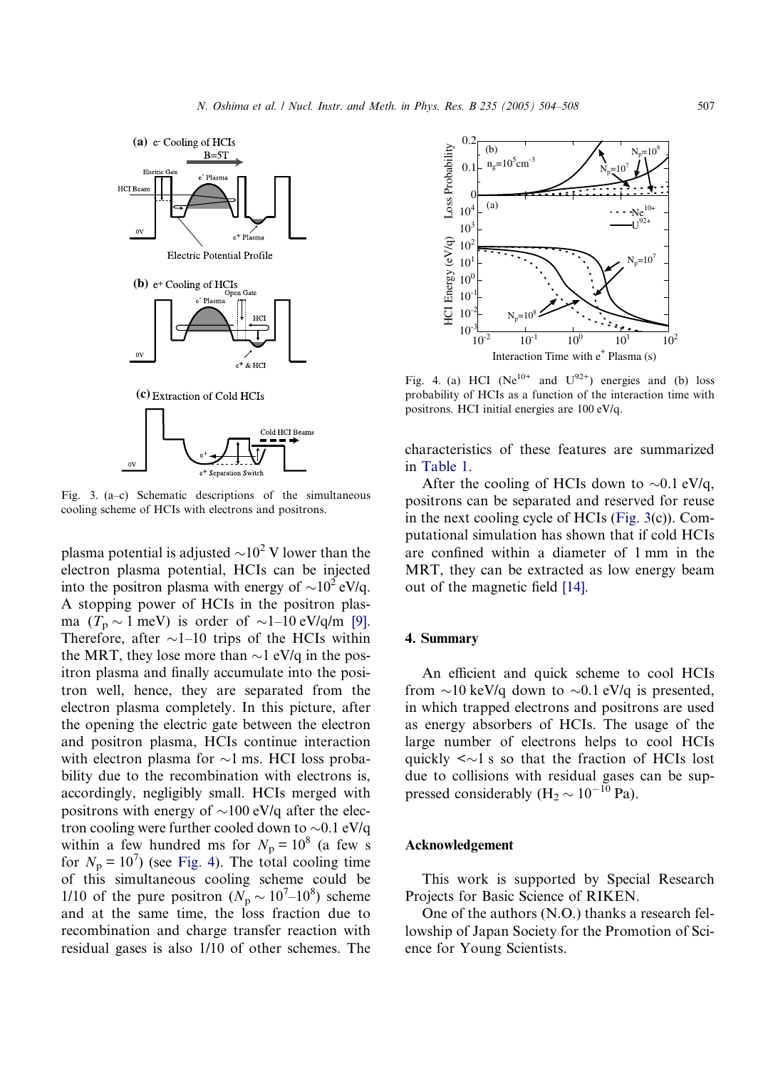Fig. 3. (a–c) Schematic descriptions of the simultaneous cooling scheme of HCIs with electrons and positrons.

plasma potential is adjusted $\sim 10^2$ V lower than the electron plasma potential, HCIs can be injected into the positron plasma with energy of $\sim 10^2$ eV/q. A stopping power of HCIs in the positron plasma ($T_p \sim 1$ meV) is order of $\sim$1–10 eV/q/m [9]. Therefore, after $\sim$1–10 trips of the HCIs within the MRT, they lose more than $\sim$1 eV/q in the positron plasma and finally accumulate into the positron well, hence, they are separated from the electron plasma completely. In this picture, after the opening the electric gate between the electron and positron plasma, HCIs continue interaction with electron plasma for $\sim$1 ms. HCI loss probability due to the recombination with electrons is, accordingly, negligibly small. HCIs merged with positrons with energy of $\sim$100 eV/q after the electron cooling were further cooled down to $\sim$0.1 eV/q within a few hundred ms for $N_p = 10^8$ (a few s for $N_p = 10^7$) (see Fig. 4). The total cooling time of this simultaneous cooling scheme could be 1/10 of the pure positron ($N_p \sim 10^7$–$10^8$) scheme and at the same time, the loss fraction due to recombination and charge transfer reaction with residual gases is also 1/10 of other schemes. The characteristics of these features are summarized in Table 1.

Fig. 4. (a) HCI ($Ne^{10+}$ and $U^{92+}$) energies and (b) loss probability of HCIs as a function of the interaction time with positrons. HCI initial energies are 100 eV/q.

After the cooling of HCIs down to $\sim$0.1 eV/q, positrons can be separated and reserved for reuse in the next cooling cycle of HCIs (Fig. 3(c)). Computational simulation has shown that if cold HCIs are confined within a diameter of 1 mm in the MRT, they can be extracted as low energy beam out of the magnetic field [14].

## 4. Summary

An efficient and quick scheme to cool HCIs from $\sim$10 keV/q down to $\sim$0.1 eV/q is presented, in which trapped electrons and positrons are used as energy absorbers of HCIs. The usage of the large number of electrons helps to cool HCIs quickly $<\sim$1 s so that the fraction of HCIs lost due to collisions with residual gases can be suppressed considerably ($H_2 \sim 10^{-10}$ Pa).

## Acknowledgement

This work is supported by Special Research Projects for Basic Science of RIKEN.

One of the authors (N.O.) thanks a research fellowship of Japan Society for the Promotion of Science for Young Scientists.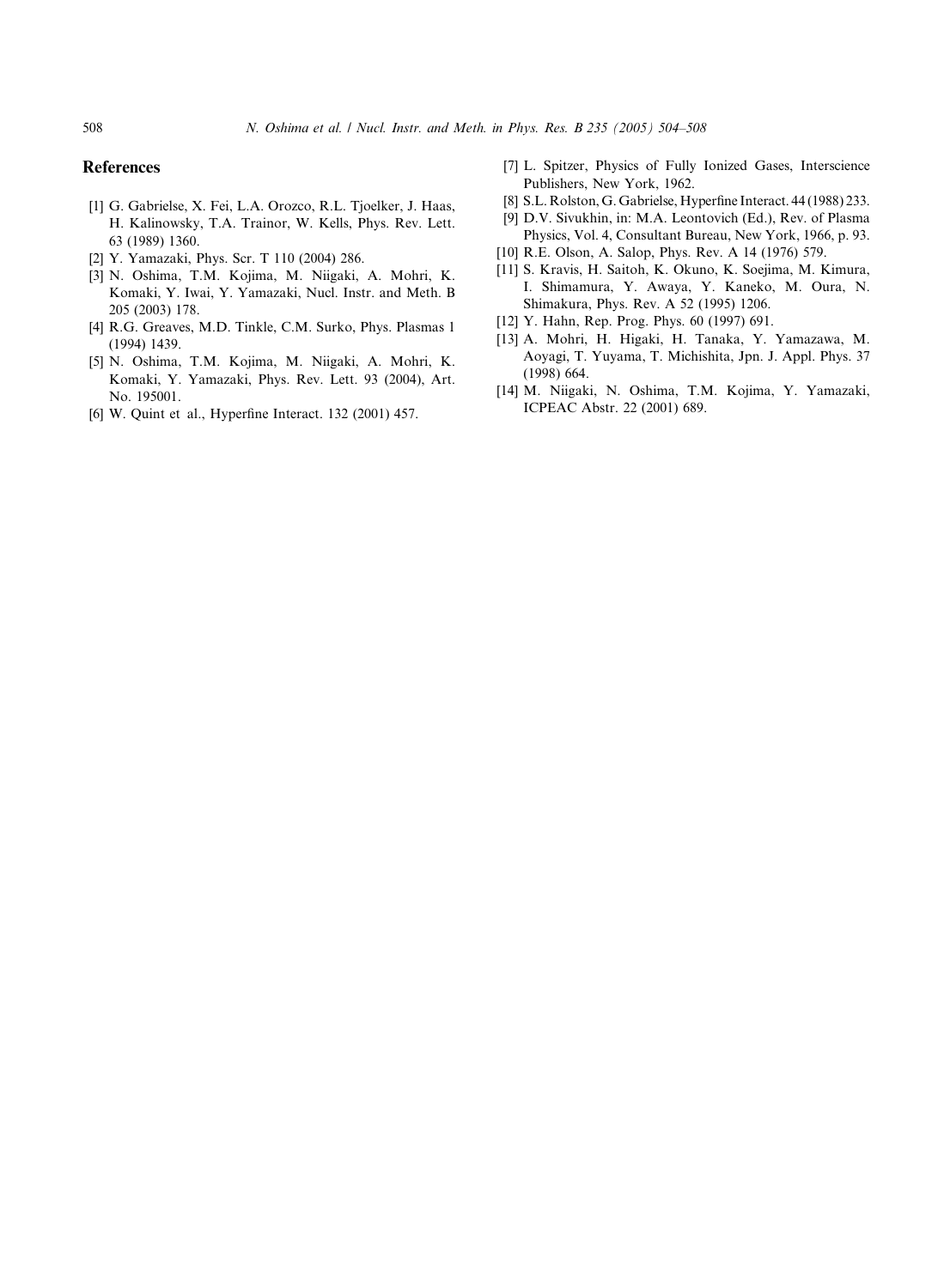## References

[1] G. Gabrielse, X. Fei, L.A. Orozco, R.L. Tjoelker, J. Haas, H. Kalinowsky, T.A. Trainor, W. Kells, Phys. Rev. Lett. 63 (1989) 1360.

[2] Y. Yamazaki, Phys. Scr. T 110 (2004) 286.

[3] N. Oshima, T.M. Kojima, M. Niigaki, A. Mohri, K. Komaki, Y. Iwai, Y. Yamazaki, Nucl. Instr. and Meth. B 205 (2003) 178.

[4] R.G. Greaves, M.D. Tinkle, C.M. Surko, Phys. Plasmas 1 (1994) 1439.

[5] N. Oshima, T.M. Kojima, M. Niigaki, A. Mohri, K. Komaki, Y. Yamazaki, Phys. Rev. Lett. 93 (2004), Art. No. 195001.

[6] W. Quint et al., Hyperfine Interact. 132 (2001) 457.

[7] L. Spitzer, Physics of Fully Ionized Gases, Interscience Publishers, New York, 1962.

[8] S.L. Rolston, G. Gabrielse, Hyperfine Interact. 44 (1988) 233.

[9] D.V. Sivukhin, in: M.A. Leontovich (Ed.), Rev. of Plasma Physics, Vol. 4, Consultant Bureau, New York, 1966, p. 93.

[10] R.E. Olson, A. Salop, Phys. Rev. A 14 (1976) 579.

[11] S. Kravis, H. Saitoh, K. Okuno, K. Soejima, M. Kimura, I. Shimamura, Y. Awaya, Y. Kaneko, M. Oura, N. Shimakura, Phys. Rev. A 52 (1995) 1206.

[12] Y. Hahn, Rep. Prog. Phys. 60 (1997) 691.

[13] A. Mohri, H. Higaki, H. Tanaka, Y. Yamazawa, M. Aoyagi, T. Yuyama, T. Michishita, Jpn. J. Appl. Phys. 37 (1998) 664.

[14] M. Niigaki, N. Oshima, T.M. Kojima, Y. Yamazaki, ICPEAC Abstr. 22 (2001) 689.